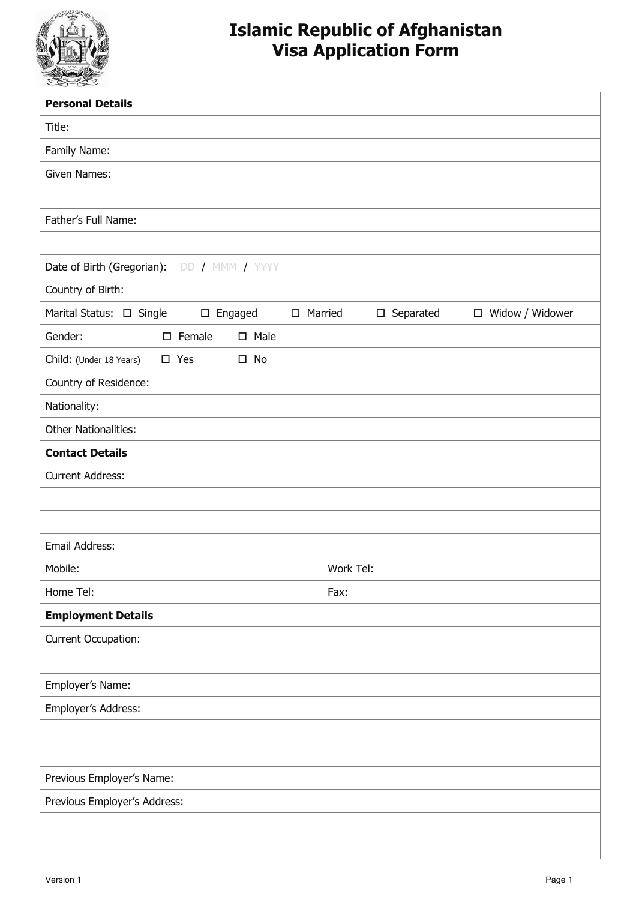# Islamic Republic of Afghanistan
# Visa Application Form

| | |
|---|---|
| **Personal Details** | |
| Title: | |
| Family Name: | |
| Given Names: | |
| | |
| Father's Full Name: | |
| | |
| Date of Birth (Gregorian): DD / MMM / YYYY | |
| Country of Birth: | |
| Marital Status: ☐ Single ☐ Engaged ☐ Married ☐ Separated ☐ Widow / Widower | |
| Gender: ☐ Female ☐ Male | |
| Child: (Under 18 Years) ☐ Yes ☐ No | |
| Country of Residence: | |
| Nationality: | |
| Other Nationalities: | |
| **Contact Details** | |
| Current Address: | |
| | |
| | |
| Email Address: | |
| Mobile: | Work Tel: |
| Home Tel: | Fax: |
| **Employment Details** | |
| Current Occupation: | |
| | |
| Employer's Name: | |
| Employer's Address: | |
| | |
| | |
| Previous Employer's Name: | |
| Previous Employer's Address: | |
| | |
| | |

Version 1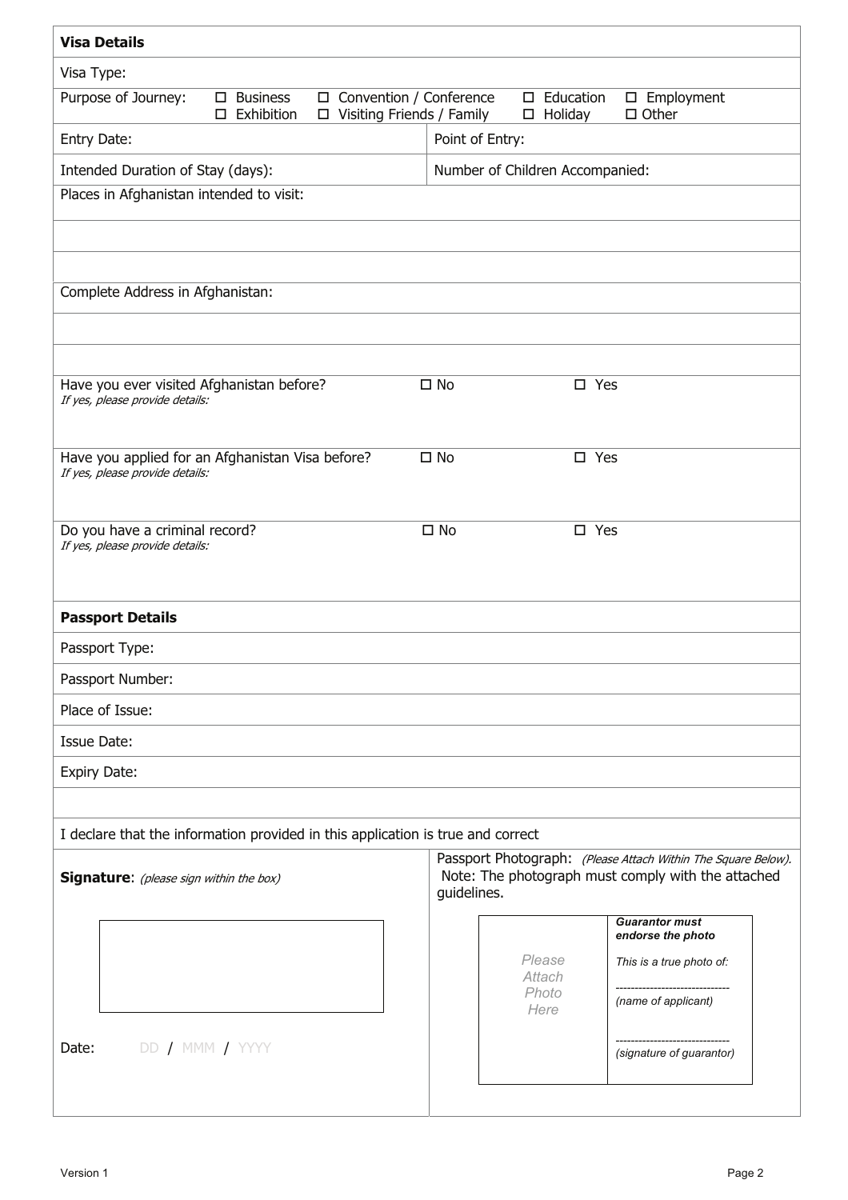## Visa Details

Visa Type:

Purpose of Journey: ☐ Business ☐ Convention / Conference ☐ Education ☐ Employment ☐ Exhibition ☐ Visiting Friends / Family ☐ Holiday ☐ Other

| | |
|---|---|
| Entry Date: | Point of Entry: |
| Intended Duration of Stay (days): | Number of Children Accompanied: |

Places in Afghanistan intended to visit:

Complete Address in Afghanistan:

Have you ever visited Afghanistan before? ☐ No ☐ Yes
*If yes, please provide details:*

Have you applied for an Afghanistan Visa before? ☐ No ☐ Yes
*If yes, please provide details:*

Do you have a criminal record? ☐ No ☐ Yes
*If yes, please provide details:*

## Passport Details

Passport Type:

Passport Number:

Place of Issue:

Issue Date:

Expiry Date:

I declare that the information provided in this application is true and correct

**Signature**: *(please sign within the box)*

Date: DD / MMM / YYYY

Passport Photograph: *(Please Attach Within The Square Below).*
Note: The photograph must comply with the attached guidelines.

*Please Attach Photo Here*

***Guarantor must endorse the photo***

*This is a true photo of:*

------------------------------
*(name of applicant)*

------------------------------
*(signature of guarantor)*

Version 1